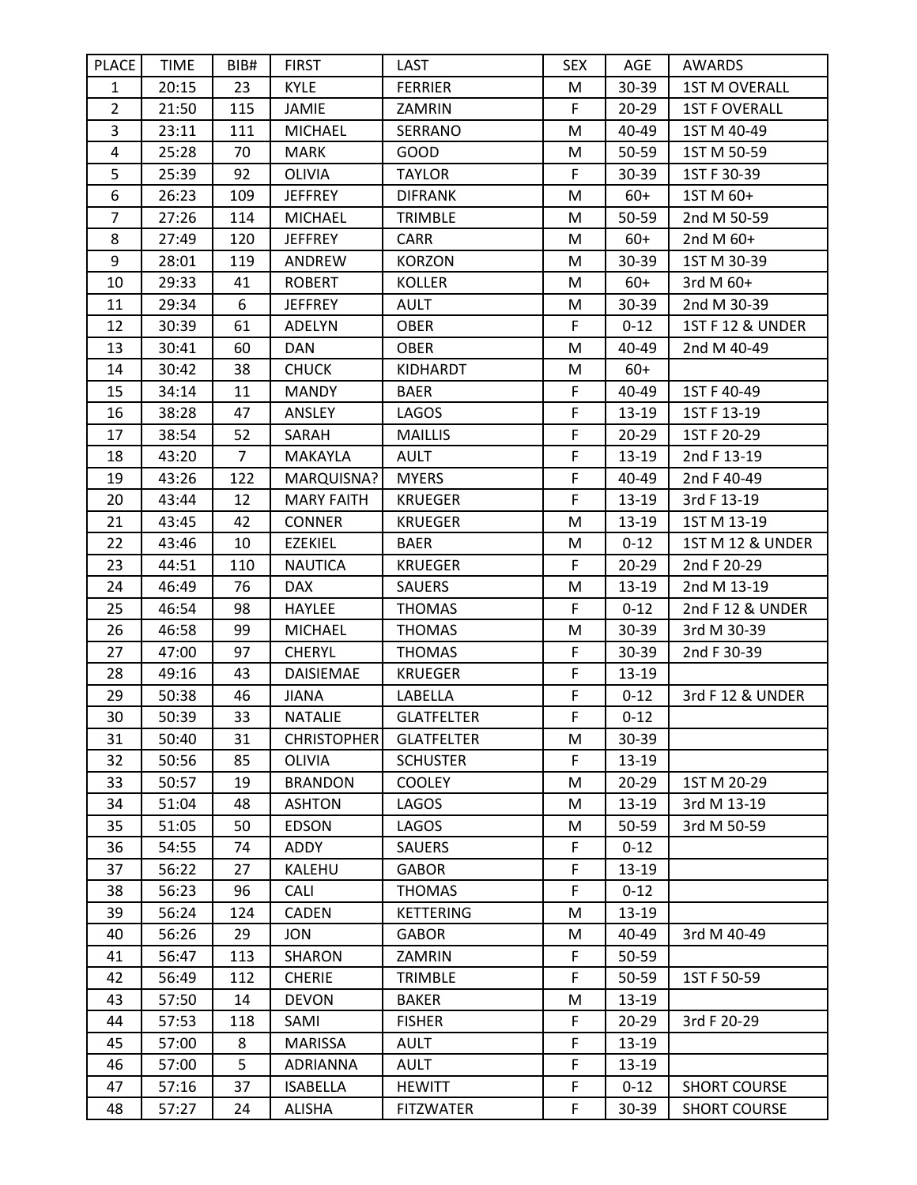| PLACE | TIME | BIB# | FIRST | LAST | SEX | AGE | AWARDS |
|---|---|---|---|---|---|---|---|
| 1 | 20:15 | 23 | KYLE | FERRIER | M | 30-39 | 1ST M OVERALL |
| 2 | 21:50 | 115 | JAMIE | ZAMRIN | F | 20-29 | 1ST F OVERALL |
| 3 | 23:11 | 111 | MICHAEL | SERRANO | M | 40-49 | 1ST M 40-49 |
| 4 | 25:28 | 70 | MARK | GOOD | M | 50-59 | 1ST M 50-59 |
| 5 | 25:39 | 92 | OLIVIA | TAYLOR | F | 30-39 | 1ST F 30-39 |
| 6 | 26:23 | 109 | JEFFREY | DIFRANK | M | 60+ | 1ST M 60+ |
| 7 | 27:26 | 114 | MICHAEL | TRIMBLE | M | 50-59 | 2nd M 50-59 |
| 8 | 27:49 | 120 | JEFFREY | CARR | M | 60+ | 2nd M 60+ |
| 9 | 28:01 | 119 | ANDREW | KORZON | M | 30-39 | 1ST M 30-39 |
| 10 | 29:33 | 41 | ROBERT | KOLLER | M | 60+ | 3rd M 60+ |
| 11 | 29:34 | 6 | JEFFREY | AULT | M | 30-39 | 2nd M 30-39 |
| 12 | 30:39 | 61 | ADELYN | OBER | F | 0-12 | 1ST F 12 & UNDER |
| 13 | 30:41 | 60 | DAN | OBER | M | 40-49 | 2nd M 40-49 |
| 14 | 30:42 | 38 | CHUCK | KIDHARDT | M | 60+ | |
| 15 | 34:14 | 11 | MANDY | BAER | F | 40-49 | 1ST F 40-49 |
| 16 | 38:28 | 47 | ANSLEY | LAGOS | F | 13-19 | 1ST F 13-19 |
| 17 | 38:54 | 52 | SARAH | MAILLIS | F | 20-29 | 1ST F 20-29 |
| 18 | 43:20 | 7 | MAKAYLA | AULT | F | 13-19 | 2nd F 13-19 |
| 19 | 43:26 | 122 | MARQUISNA? | MYERS | F | 40-49 | 2nd F 40-49 |
| 20 | 43:44 | 12 | MARY FAITH | KRUEGER | F | 13-19 | 3rd F 13-19 |
| 21 | 43:45 | 42 | CONNER | KRUEGER | M | 13-19 | 1ST M 13-19 |
| 22 | 43:46 | 10 | EZEKIEL | BAER | M | 0-12 | 1ST M 12 & UNDER |
| 23 | 44:51 | 110 | NAUTICA | KRUEGER | F | 20-29 | 2nd F 20-29 |
| 24 | 46:49 | 76 | DAX | SAUERS | M | 13-19 | 2nd M 13-19 |
| 25 | 46:54 | 98 | HAYLEE | THOMAS | F | 0-12 | 2nd F 12 & UNDER |
| 26 | 46:58 | 99 | MICHAEL | THOMAS | M | 30-39 | 3rd M 30-39 |
| 27 | 47:00 | 97 | CHERYL | THOMAS | F | 30-39 | 2nd F 30-39 |
| 28 | 49:16 | 43 | DAISIEMAE | KRUEGER | F | 13-19 | |
| 29 | 50:38 | 46 | JIANA | LABELLA | F | 0-12 | 3rd F 12 & UNDER |
| 30 | 50:39 | 33 | NATALIE | GLATFELTER | F | 0-12 | |
| 31 | 50:40 | 31 | CHRISTOPHER | GLATFELTER | M | 30-39 | |
| 32 | 50:56 | 85 | OLIVIA | SCHUSTER | F | 13-19 | |
| 33 | 50:57 | 19 | BRANDON | COOLEY | M | 20-29 | 1ST M 20-29 |
| 34 | 51:04 | 48 | ASHTON | LAGOS | M | 13-19 | 3rd M 13-19 |
| 35 | 51:05 | 50 | EDSON | LAGOS | M | 50-59 | 3rd M 50-59 |
| 36 | 54:55 | 74 | ADDY | SAUERS | F | 0-12 | |
| 37 | 56:22 | 27 | KALEHU | GABOR | F | 13-19 | |
| 38 | 56:23 | 96 | CALI | THOMAS | F | 0-12 | |
| 39 | 56:24 | 124 | CADEN | KETTERING | M | 13-19 | |
| 40 | 56:26 | 29 | JON | GABOR | M | 40-49 | 3rd M 40-49 |
| 41 | 56:47 | 113 | SHARON | ZAMRIN | F | 50-59 | |
| 42 | 56:49 | 112 | CHERIE | TRIMBLE | F | 50-59 | 1ST F 50-59 |
| 43 | 57:50 | 14 | DEVON | BAKER | M | 13-19 | |
| 44 | 57:53 | 118 | SAMI | FISHER | F | 20-29 | 3rd F 20-29 |
| 45 | 57:00 | 8 | MARISSA | AULT | F | 13-19 | |
| 46 | 57:00 | 5 | ADRIANNA | AULT | F | 13-19 | |
| 47 | 57:16 | 37 | ISABELLA | HEWITT | F | 0-12 | SHORT COURSE |
| 48 | 57:27 | 24 | ALISHA | FITZWATER | F | 30-39 | SHORT COURSE |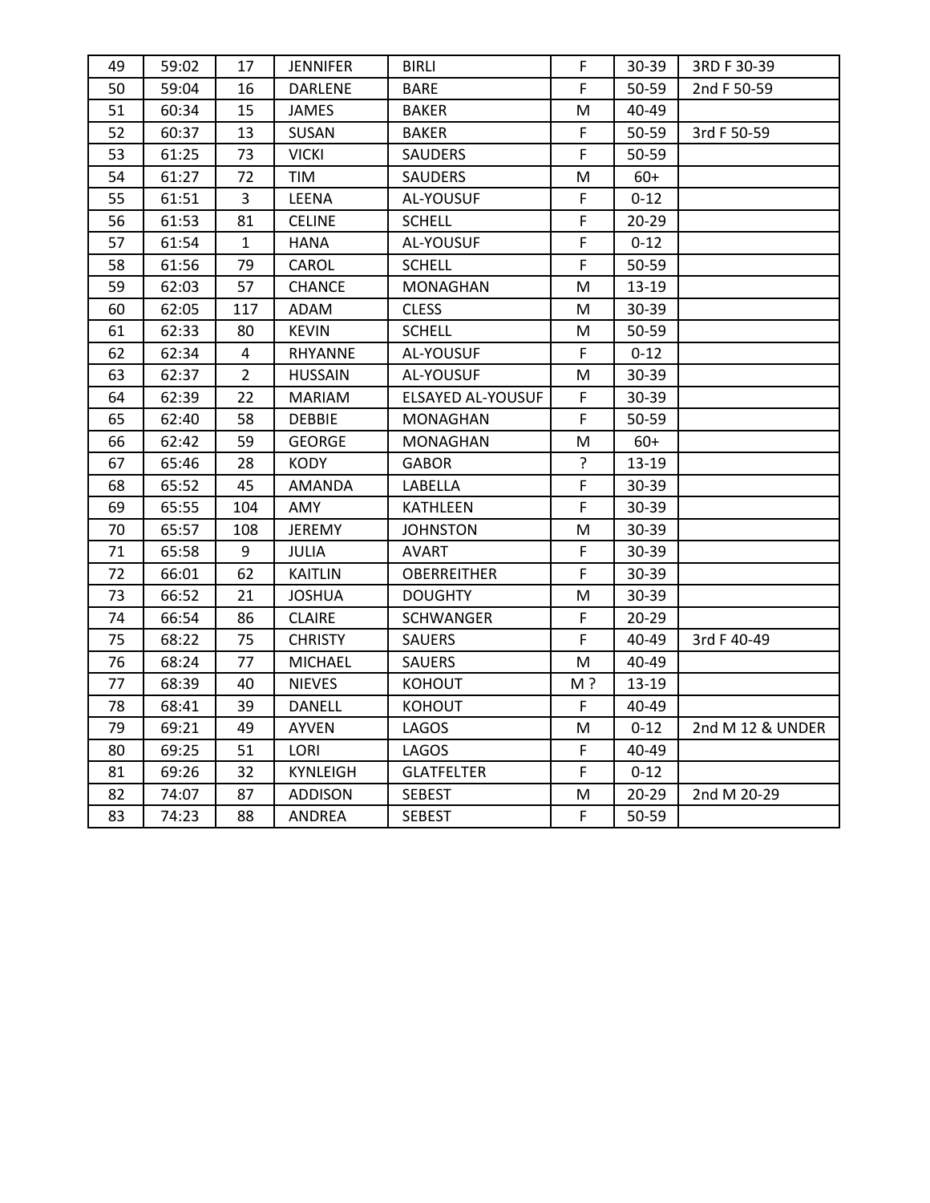| | | | | | | | |
|---|---|---|---|---|---|---|---|
| 49 | 59:02 | 17 | JENNIFER | BIRLI | F | 30-39 | 3RD F 30-39 |
| 50 | 59:04 | 16 | DARLENE | BARE | F | 50-59 | 2nd F 50-59 |
| 51 | 60:34 | 15 | JAMES | BAKER | M | 40-49 | |
| 52 | 60:37 | 13 | SUSAN | BAKER | F | 50-59 | 3rd F 50-59 |
| 53 | 61:25 | 73 | VICKI | SAUDERS | F | 50-59 | |
| 54 | 61:27 | 72 | TIM | SAUDERS | M | 60+ | |
| 55 | 61:51 | 3 | LEENA | AL-YOUSUF | F | 0-12 | |
| 56 | 61:53 | 81 | CELINE | SCHELL | F | 20-29 | |
| 57 | 61:54 | 1 | HANA | AL-YOUSUF | F | 0-12 | |
| 58 | 61:56 | 79 | CAROL | SCHELL | F | 50-59 | |
| 59 | 62:03 | 57 | CHANCE | MONAGHAN | M | 13-19 | |
| 60 | 62:05 | 117 | ADAM | CLESS | M | 30-39 | |
| 61 | 62:33 | 80 | KEVIN | SCHELL | M | 50-59 | |
| 62 | 62:34 | 4 | RHYANNE | AL-YOUSUF | F | 0-12 | |
| 63 | 62:37 | 2 | HUSSAIN | AL-YOUSUF | M | 30-39 | |
| 64 | 62:39 | 22 | MARIAM | ELSAYED AL-YOUSUF | F | 30-39 | |
| 65 | 62:40 | 58 | DEBBIE | MONAGHAN | F | 50-59 | |
| 66 | 62:42 | 59 | GEORGE | MONAGHAN | M | 60+ | |
| 67 | 65:46 | 28 | KODY | GABOR | ? | 13-19 | |
| 68 | 65:52 | 45 | AMANDA | LABELLA | F | 30-39 | |
| 69 | 65:55 | 104 | AMY | KATHLEEN | F | 30-39 | |
| 70 | 65:57 | 108 | JEREMY | JOHNSTON | M | 30-39 | |
| 71 | 65:58 | 9 | JULIA | AVART | F | 30-39 | |
| 72 | 66:01 | 62 | KAITLIN | OBERREITHER | F | 30-39 | |
| 73 | 66:52 | 21 | JOSHUA | DOUGHTY | M | 30-39 | |
| 74 | 66:54 | 86 | CLAIRE | SCHWANGER | F | 20-29 | |
| 75 | 68:22 | 75 | CHRISTY | SAUERS | F | 40-49 | 3rd F 40-49 |
| 76 | 68:24 | 77 | MICHAEL | SAUERS | M | 40-49 | |
| 77 | 68:39 | 40 | NIEVES | KOHOUT | M ? | 13-19 | |
| 78 | 68:41 | 39 | DANELL | KOHOUT | F | 40-49 | |
| 79 | 69:21 | 49 | AYVEN | LAGOS | M | 0-12 | 2nd M 12 & UNDER |
| 80 | 69:25 | 51 | LORI | LAGOS | F | 40-49 | |
| 81 | 69:26 | 32 | KYNLEIGH | GLATFELTER | F | 0-12 | |
| 82 | 74:07 | 87 | ADDISON | SEBEST | M | 20-29 | 2nd M 20-29 |
| 83 | 74:23 | 88 | ANDREA | SEBEST | F | 50-59 | |